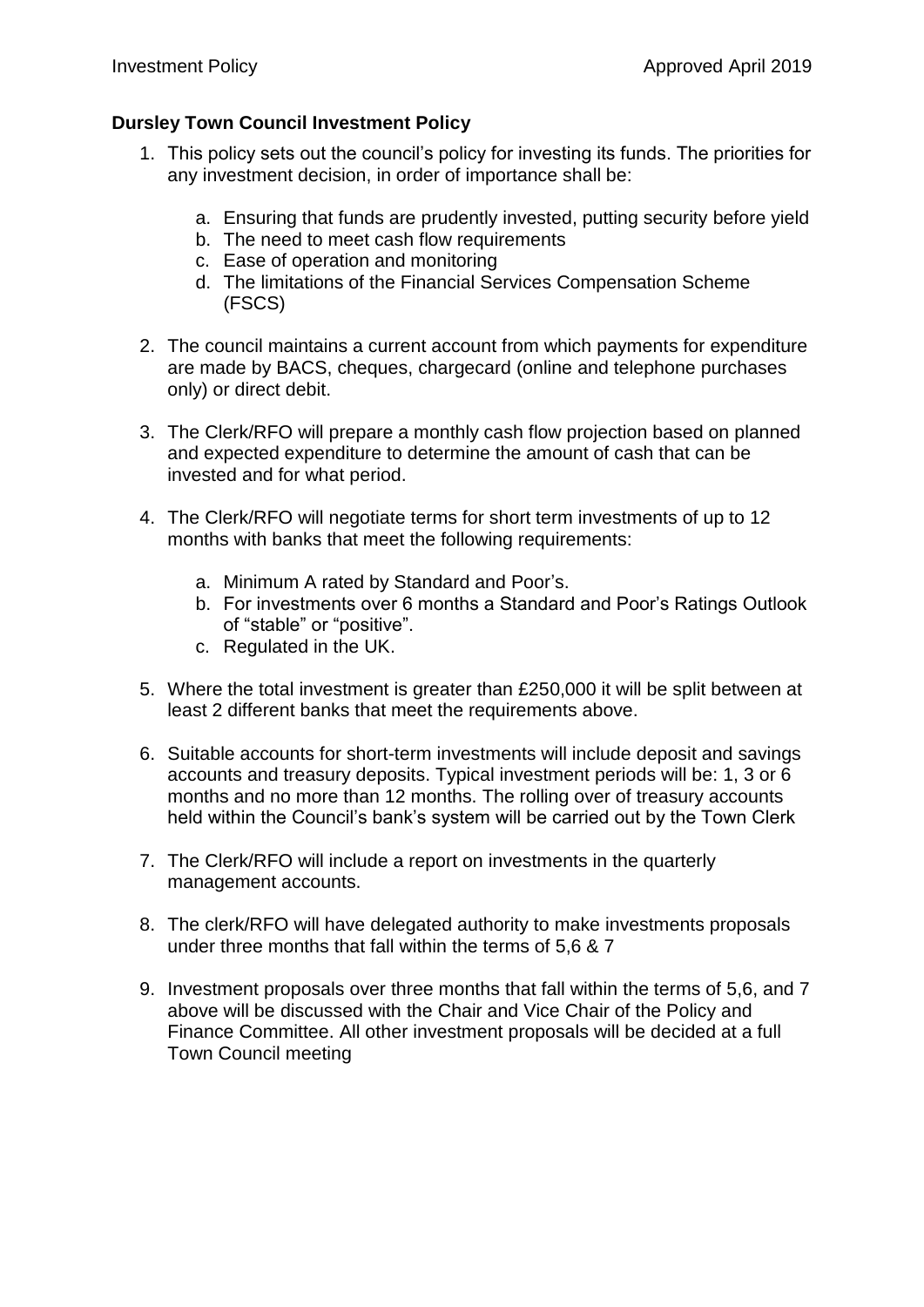**Dursley Town Council Investment Policy**

1. This policy sets out the council's policy for investing its funds. The priorities for any investment decision, in order of importance shall be:
    a. Ensuring that funds are prudently invested, putting security before yield
    b. The need to meet cash flow requirements
    c. Ease of operation and monitoring
    d. The limitations of the Financial Services Compensation Scheme (FSCS)

2. The council maintains a current account from which payments for expenditure are made by BACS, cheques, chargecard (online and telephone purchases only) or direct debit.

3. The Clerk/RFO will prepare a monthly cash flow projection based on planned and expected expenditure to determine the amount of cash that can be invested and for what period.

4. The Clerk/RFO will negotiate terms for short term investments of up to 12 months with banks that meet the following requirements:
    a. Minimum A rated by Standard and Poor's.
    b. For investments over 6 months a Standard and Poor's Ratings Outlook of "stable" or "positive".
    c. Regulated in the UK.

5. Where the total investment is greater than £250,000 it will be split between at least 2 different banks that meet the requirements above.

6. Suitable accounts for short-term investments will include deposit and savings accounts and treasury deposits. Typical investment periods will be: 1, 3 or 6 months and no more than 12 months. The rolling over of treasury accounts held within the Council's bank's system will be carried out by the Town Clerk

7. The Clerk/RFO will include a report on investments in the quarterly management accounts.

8. The clerk/RFO will have delegated authority to make investments proposals under three months that fall within the terms of 5,6 & 7

9. Investment proposals over three months that fall within the terms of 5,6, and 7 above will be discussed with the Chair and Vice Chair of the Policy and Finance Committee. All other investment proposals will be decided at a full Town Council meeting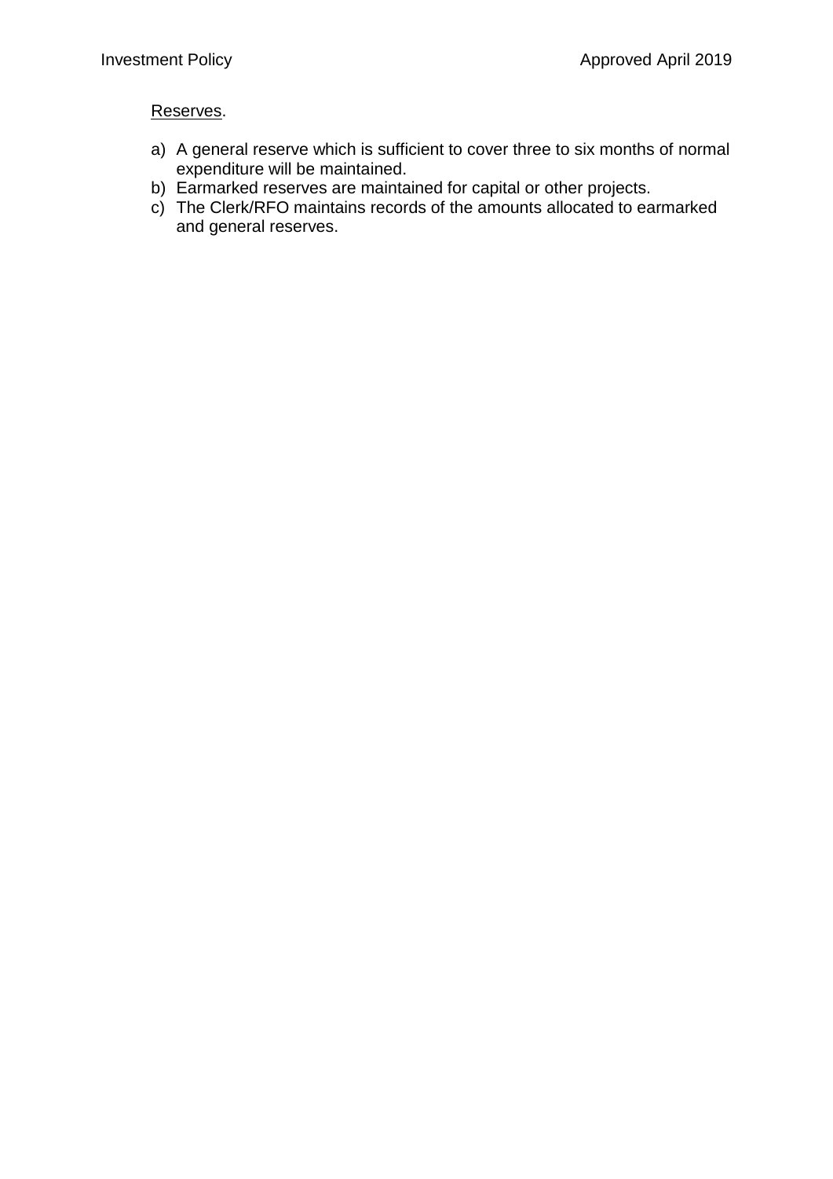Reserves.

a) A general reserve which is sufficient to cover three to six months of normal expenditure will be maintained.
b) Earmarked reserves are maintained for capital or other projects.
c) The Clerk/RFO maintains records of the amounts allocated to earmarked and general reserves.